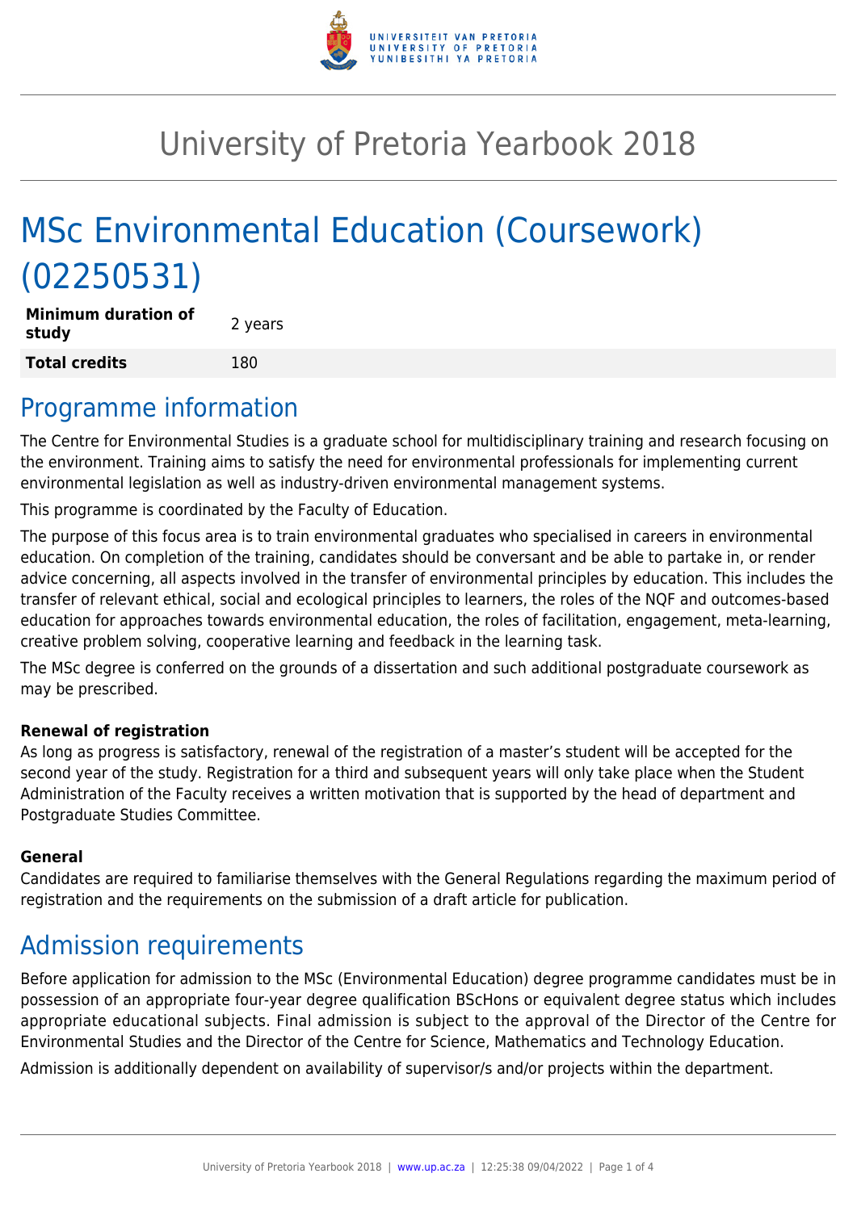# University of Pretoria Yearbook 2018

# MSc Environmental Education (Coursework) (02250531)

| **Minimum duration of study** | 2 years |
|---|---|
| **Total credits** | 180 |

## Programme information

The Centre for Environmental Studies is a graduate school for multidisciplinary training and research focusing on the environment. Training aims to satisfy the need for environmental professionals for implementing current environmental legislation as well as industry-driven environmental management systems.

This programme is coordinated by the Faculty of Education.

The purpose of this focus area is to train environmental graduates who specialised in careers in environmental education. On completion of the training, candidates should be conversant and be able to partake in, or render advice concerning, all aspects involved in the transfer of environmental principles by education. This includes the transfer of relevant ethical, social and ecological principles to learners, the roles of the NQF and outcomes-based education for approaches towards environmental education, the roles of facilitation, engagement, meta-learning, creative problem solving, cooperative learning and feedback in the learning task.

The MSc degree is conferred on the grounds of a dissertation and such additional postgraduate coursework as may be prescribed.

#### Renewal of registration

As long as progress is satisfactory, renewal of the registration of a master's student will be accepted for the second year of the study. Registration for a third and subsequent years will only take place when the Student Administration of the Faculty receives a written motivation that is supported by the head of department and Postgraduate Studies Committee.

#### General

Candidates are required to familiarise themselves with the General Regulations regarding the maximum period of registration and the requirements on the submission of a draft article for publication.

## Admission requirements

Before application for admission to the MSc (Environmental Education) degree programme candidates must be in possession of an appropriate four-year degree qualification BScHons or equivalent degree status which includes appropriate educational subjects. Final admission is subject to the approval of the Director of the Centre for Environmental Studies and the Director of the Centre for Science, Mathematics and Technology Education.

Admission is additionally dependent on availability of supervisor/s and/or projects within the department.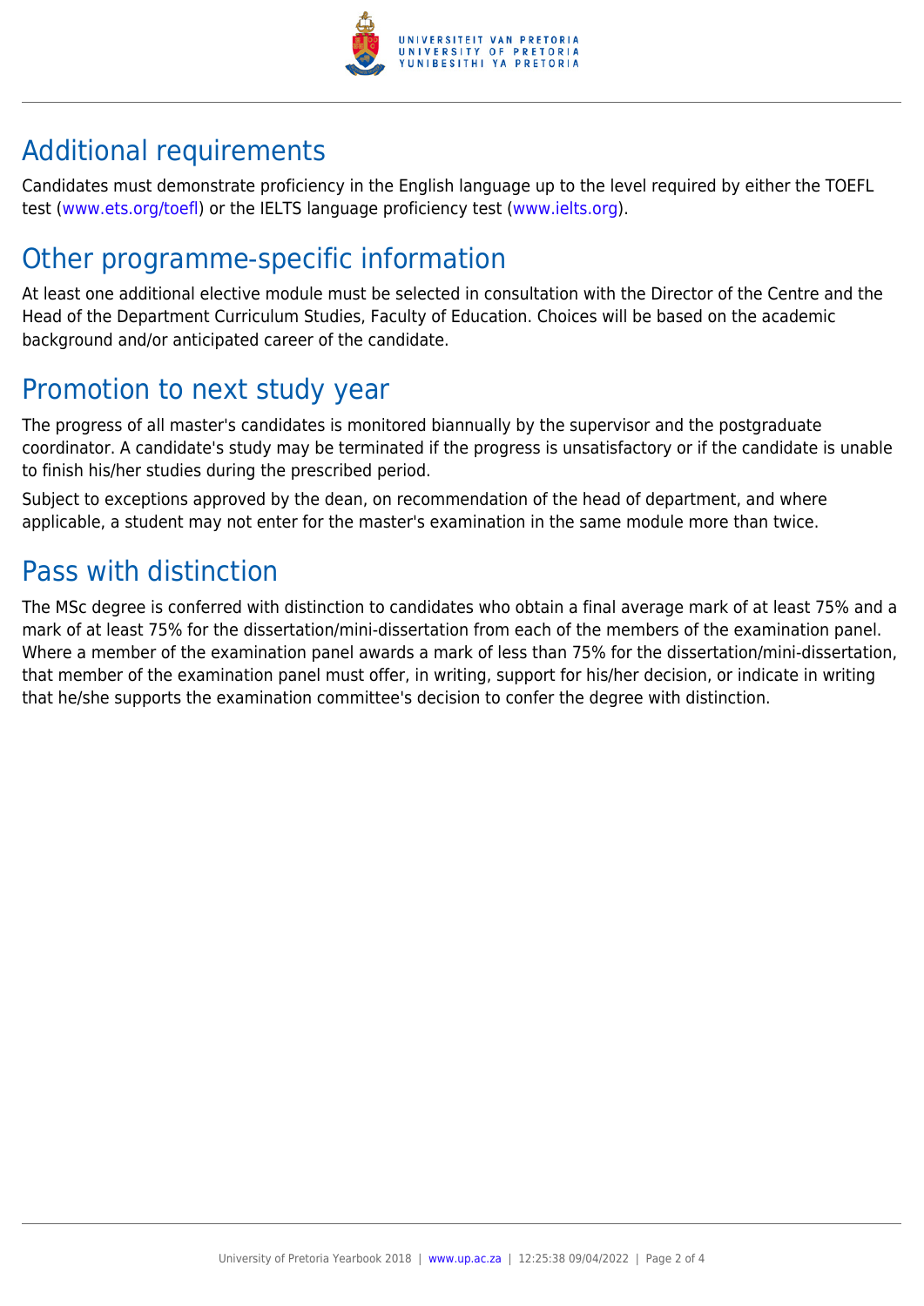## Additional requirements

Candidates must demonstrate proficiency in the English language up to the level required by either the TOEFL test (www.ets.org/toefl) or the IELTS language proficiency test (www.ielts.org).

## Other programme-specific information

At least one additional elective module must be selected in consultation with the Director of the Centre and the Head of the Department Curriculum Studies, Faculty of Education. Choices will be based on the academic background and/or anticipated career of the candidate.

## Promotion to next study year

The progress of all master's candidates is monitored biannually by the supervisor and the postgraduate coordinator. A candidate's study may be terminated if the progress is unsatisfactory or if the candidate is unable to finish his/her studies during the prescribed period.

Subject to exceptions approved by the dean, on recommendation of the head of department, and where applicable, a student may not enter for the master's examination in the same module more than twice.

## Pass with distinction

The MSc degree is conferred with distinction to candidates who obtain a final average mark of at least 75% and a mark of at least 75% for the dissertation/mini-dissertation from each of the members of the examination panel. Where a member of the examination panel awards a mark of less than 75% for the dissertation/mini-dissertation, that member of the examination panel must offer, in writing, support for his/her decision, or indicate in writing that he/she supports the examination committee's decision to confer the degree with distinction.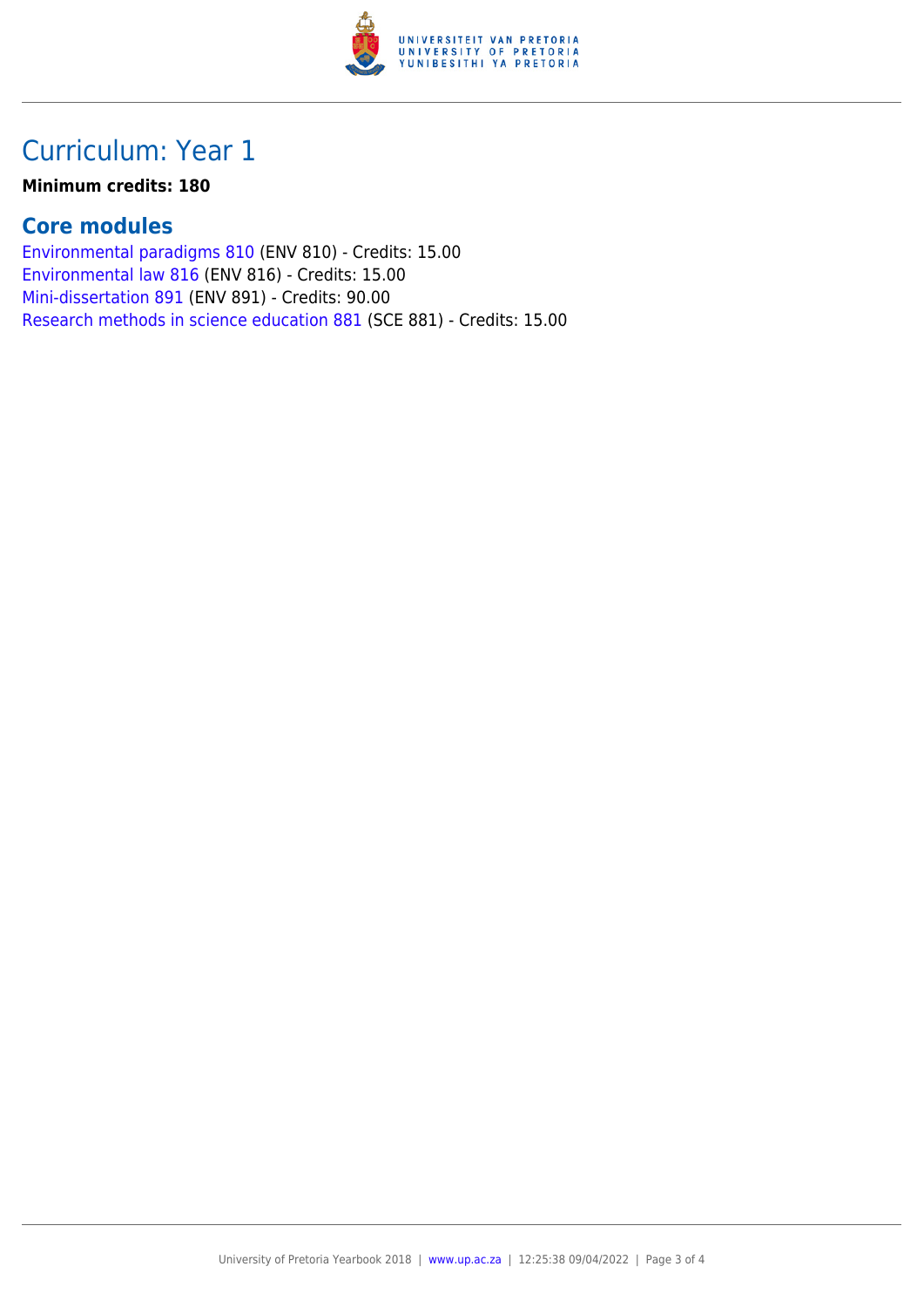# Curriculum: Year 1

**Minimum credits: 180**

## Core modules

Environmental paradigms 810 (ENV 810) - Credits: 15.00
Environmental law 816 (ENV 816) - Credits: 15.00
Mini-dissertation 891 (ENV 891) - Credits: 90.00
Research methods in science education 881 (SCE 881) - Credits: 15.00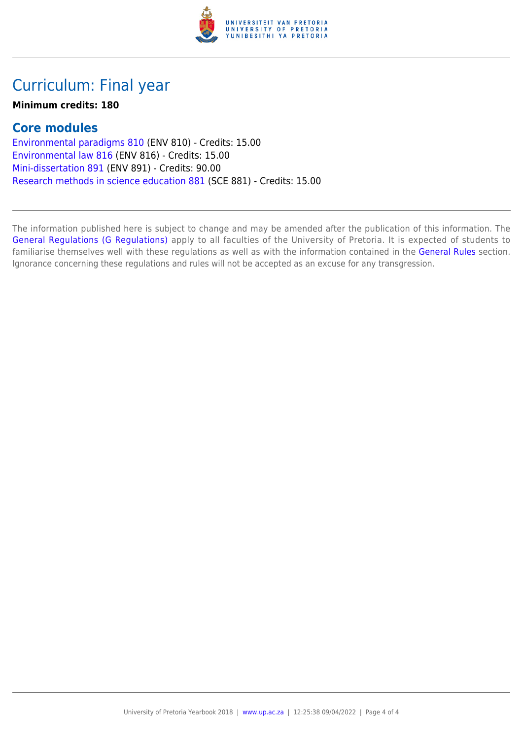# Curriculum: Final year

**Minimum credits: 180**

## Core modules

Environmental paradigms 810 (ENV 810) - Credits: 15.00
Environmental law 816 (ENV 816) - Credits: 15.00
Mini-dissertation 891 (ENV 891) - Credits: 90.00
Research methods in science education 881 (SCE 881) - Credits: 15.00

The information published here is subject to change and may be amended after the publication of this information. The General Regulations (G Regulations) apply to all faculties of the University of Pretoria. It is expected of students to familiarise themselves well with these regulations as well as with the information contained in the General Rules section. Ignorance concerning these regulations and rules will not be accepted as an excuse for any transgression.